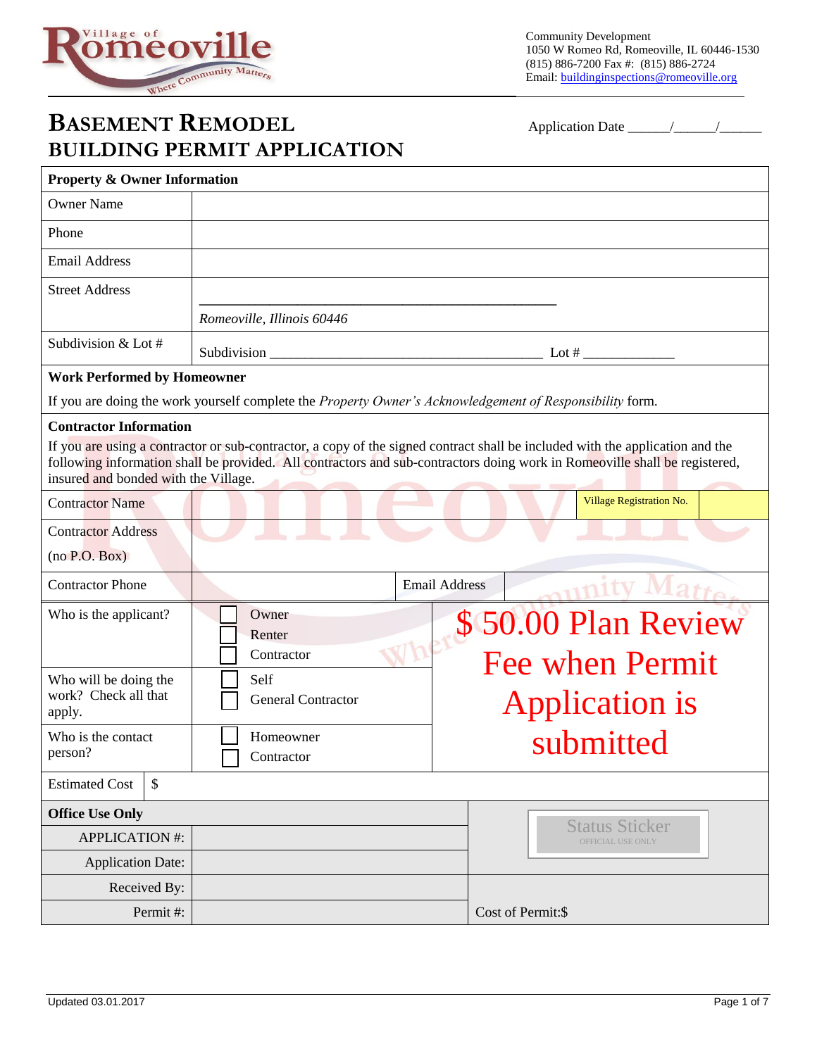Village of Romeoville — Where Community Matters

Community Development
1050 W Romeo Rd, Romeoville, IL 60446-1530
(815) 886-7200 Fax #: (815) 886-2724
Email: buildinginspections@romeoville.org

# BASEMENT REMODEL
# BUILDING PERMIT APPLICATION

Application Date ______/______/______

| **Property & Owner Information** | |
|---|---|
| Owner Name | |
| Phone | |
| Email Address | |
| Street Address | ______________________________ *Romeoville, Illinois 60446* |
| Subdivision & Lot # | Subdivision ______________________________ Lot # ____________ |

**Work Performed by Homeowner**

If you are doing the work yourself complete the *Property Owner's Acknowledgement of Responsibility* form.

**Contractor Information**

If you are using a contractor or sub-contractor, a copy of the signed contract shall be included with the application and the following information shall be provided. All contractors and sub-contractors doing work in Romeoville shall be registered, insured and bonded with the Village.

| | | | |
|---|---|---|---|
| Contractor Name | | Village Registration No. | |
| Contractor Address (no P.O. Box) | | | |
| Contractor Phone | | Email Address | |

| | | |
|---|---|---|
| Who is the applicant? | ☐ Owner ☐ Renter ☐ Contractor | **$50.00 Plan Review Fee when Permit Application is submitted** |
| Who will be doing the work? Check all that apply. | ☐ Self ☐ General Contractor | |
| Who is the contact person? | ☐ Homeowner ☐ Contractor | |
| Estimated Cost | $ | |

| **Office Use Only** | | |
|---|---|---|
| APPLICATION #: | | Status Sticker (OFFICIAL USE ONLY) |
| Application Date: | | |
| Received By: | | |
| Permit #: | | Cost of Permit:$ |

Updated 03.01.2017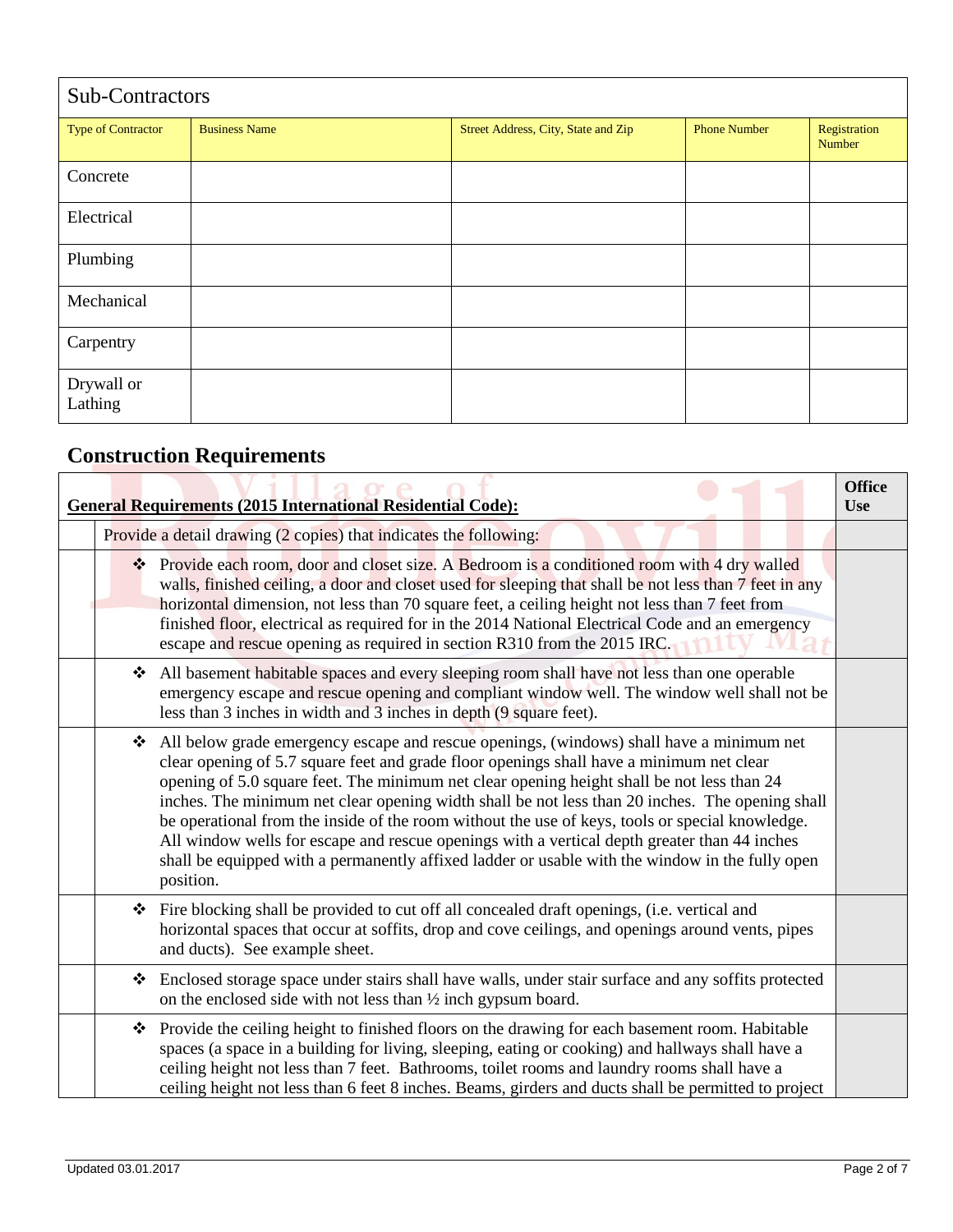| Sub-Contractors | | | | |
|---|---|---|---|---|
| Type of Contractor | Business Name | Street Address, City, State and Zip | Phone Number | Registration Number |
| Concrete | | | | |
| Electrical | | | | |
| Plumbing | | | | |
| Mechanical | | | | |
| Carpentry | | | | |
| Drywall or Lathing | | | | |

## Construction Requirements

| | General Requirements (2015 International Residential Code): | Office Use |
|---|---|---|
| | Provide a detail drawing (2 copies) that indicates the following: | |
| | ❖ Provide each room, door and closet size. A Bedroom is a conditioned room with 4 dry walled walls, finished ceiling, a door and closet used for sleeping that shall be not less than 7 feet in any horizontal dimension, not less than 70 square feet, a ceiling height not less than 7 feet from finished floor, electrical as required for in the 2014 National Electrical Code and an emergency escape and rescue opening as required in section R310 from the 2015 IRC. | |
| | ❖ All basement habitable spaces and every sleeping room shall have not less than one operable emergency escape and rescue opening and compliant window well. The window well shall not be less than 3 inches in width and 3 inches in depth (9 square feet). | |
| | ❖ All below grade emergency escape and rescue openings, (windows) shall have a minimum net clear opening of 5.7 square feet and grade floor openings shall have a minimum net clear opening of 5.0 square feet. The minimum net clear opening height shall be not less than 24 inches. The minimum net clear opening width shall be not less than 20 inches. The opening shall be operational from the inside of the room without the use of keys, tools or special knowledge. All window wells for escape and rescue openings with a vertical depth greater than 44 inches shall be equipped with a permanently affixed ladder or usable with the window in the fully open position. | |
| | ❖ Fire blocking shall be provided to cut off all concealed draft openings, (i.e. vertical and horizontal spaces that occur at soffits, drop and cove ceilings, and openings around vents, pipes and ducts). See example sheet. | |
| | ❖ Enclosed storage space under stairs shall have walls, under stair surface and any soffits protected on the enclosed side with not less than ½ inch gypsum board. | |
| | ❖ Provide the ceiling height to finished floors on the drawing for each basement room. Habitable spaces (a space in a building for living, sleeping, eating or cooking) and hallways shall have a ceiling height not less than 7 feet. Bathrooms, toilet rooms and laundry rooms shall have a ceiling height not less than 6 feet 8 inches. Beams, girders and ducts shall be permitted to project | |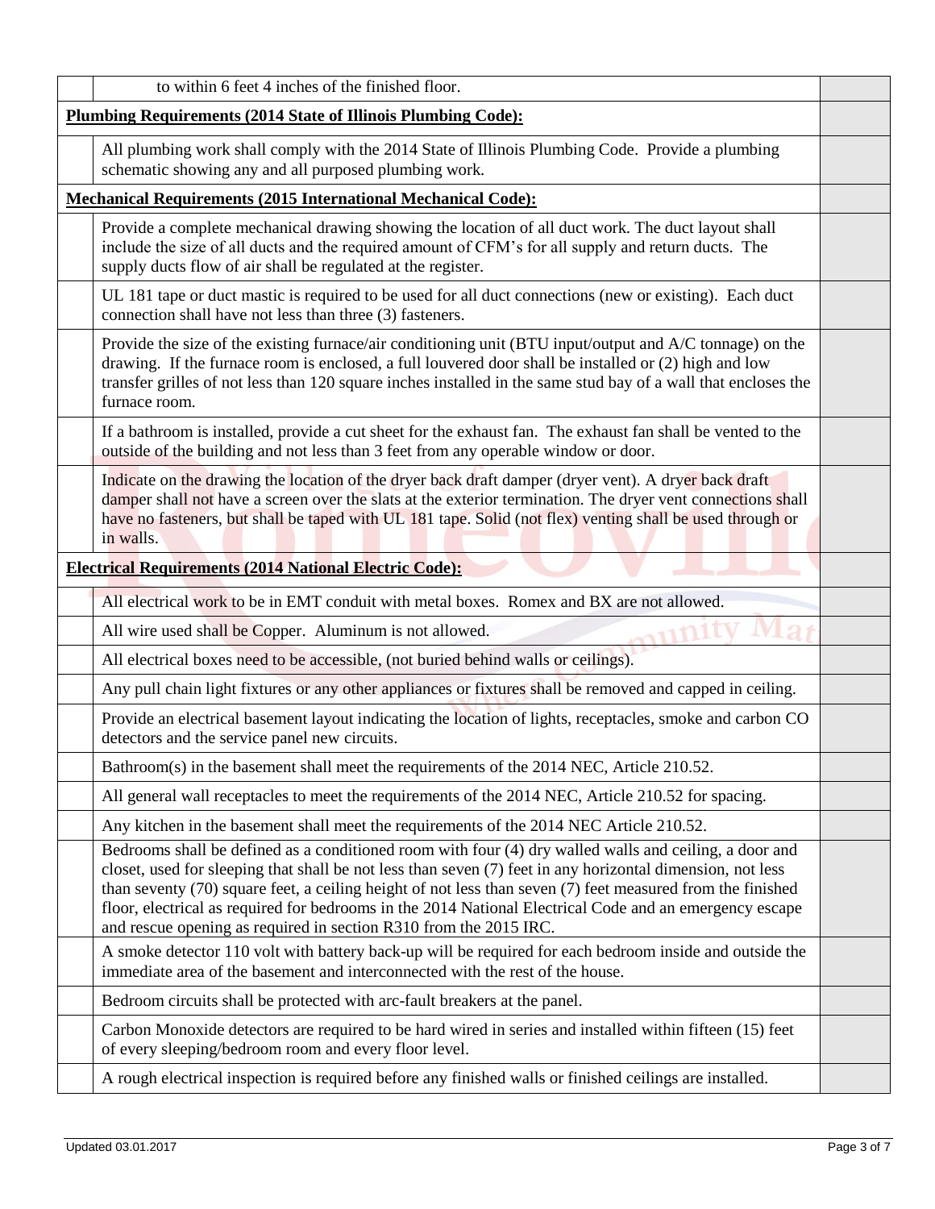| | | |
|---|---|---|
| | to within 6 feet 4 inches of the finished floor. | |
| **Plumbing Requirements (2014 State of Illinois Plumbing Code):** | | |
| | All plumbing work shall comply with the 2014 State of Illinois Plumbing Code. Provide a plumbing schematic showing any and all purposed plumbing work. | |
| **Mechanical Requirements (2015 International Mechanical Code):** | | |
| | Provide a complete mechanical drawing showing the location of all duct work. The duct layout shall include the size of all ducts and the required amount of CFM's for all supply and return ducts. The supply ducts flow of air shall be regulated at the register. | |
| | UL 181 tape or duct mastic is required to be used for all duct connections (new or existing). Each duct connection shall have not less than three (3) fasteners. | |
| | Provide the size of the existing furnace/air conditioning unit (BTU input/output and A/C tonnage) on the drawing. If the furnace room is enclosed, a full louvered door shall be installed or (2) high and low transfer grilles of not less than 120 square inches installed in the same stud bay of a wall that encloses the furnace room. | |
| | If a bathroom is installed, provide a cut sheet for the exhaust fan. The exhaust fan shall be vented to the outside of the building and not less than 3 feet from any operable window or door. | |
| | Indicate on the drawing the location of the dryer back draft damper (dryer vent). A dryer back draft damper shall not have a screen over the slats at the exterior termination. The dryer vent connections shall have no fasteners, but shall be taped with UL 181 tape. Solid (not flex) venting shall be used through or in walls. | |
| **Electrical Requirements (2014 National Electric Code):** | | |
| | All electrical work to be in EMT conduit with metal boxes. Romex and BX are not allowed. | |
| | All wire used shall be Copper. Aluminum is not allowed. | |
| | All electrical boxes need to be accessible, (not buried behind walls or ceilings). | |
| | Any pull chain light fixtures or any other appliances or fixtures shall be removed and capped in ceiling. | |
| | Provide an electrical basement layout indicating the location of lights, receptacles, smoke and carbon CO detectors and the service panel new circuits. | |
| | Bathroom(s) in the basement shall meet the requirements of the 2014 NEC, Article 210.52. | |
| | All general wall receptacles to meet the requirements of the 2014 NEC, Article 210.52 for spacing. | |
| | Any kitchen in the basement shall meet the requirements of the 2014 NEC Article 210.52. | |
| | Bedrooms shall be defined as a conditioned room with four (4) dry walled walls and ceiling, a door and closet, used for sleeping that shall be not less than seven (7) feet in any horizontal dimension, not less than seventy (70) square feet, a ceiling height of not less than seven (7) feet measured from the finished floor, electrical as required for bedrooms in the 2014 National Electrical Code and an emergency escape and rescue opening as required in section R310 from the 2015 IRC. | |
| | A smoke detector 110 volt with battery back-up will be required for each bedroom inside and outside the immediate area of the basement and interconnected with the rest of the house. | |
| | Bedroom circuits shall be protected with arc-fault breakers at the panel. | |
| | Carbon Monoxide detectors are required to be hard wired in series and installed within fifteen (15) feet of every sleeping/bedroom room and every floor level. | |
| | A rough electrical inspection is required before any finished walls or finished ceilings are installed. | |

Updated 03.01.2017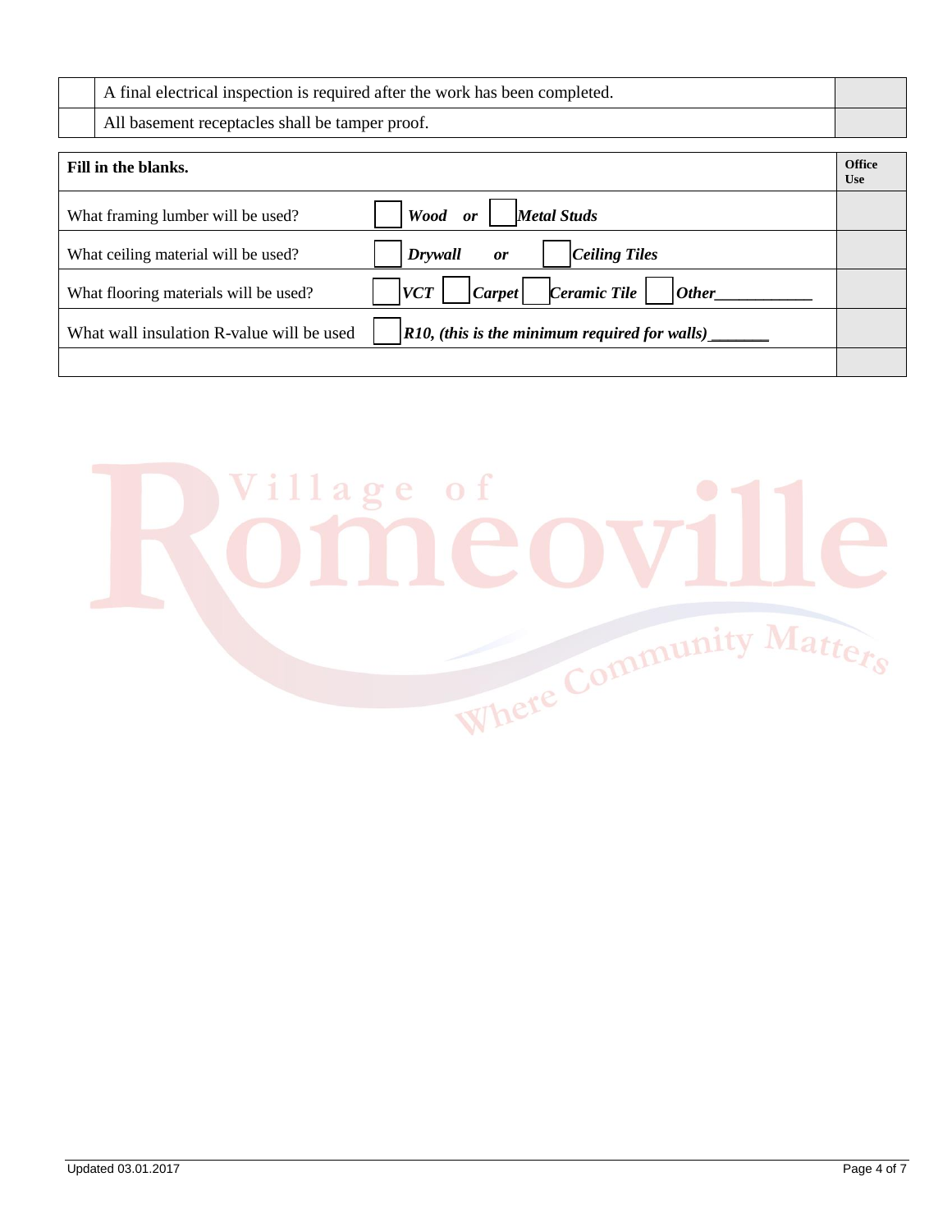| | | |
|---|---|---|
| | A final electrical inspection is required after the work has been completed. | |
| | All basement receptacles shall be tamper proof. | |

| **Fill in the blanks.** | | **Office Use** |
|---|---|---|
| What framing lumber will be used? | ☐ ***Wood*** ***or*** ☐ ***Metal Studs*** | |
| What ceiling material will be used? | ☐ ***Drywall*** ***or*** ☐ ***Ceiling Tiles*** | |
| What flooring materials will be used? | ☐ ***VCT*** ☐ ***Carpet*** ☐ ***Ceramic Tile*** ☐ ***Other___________*** | |
| What wall insulation R-value will be used | ☐ ***R10, (this is the minimum required for walls)_______*** | |
| | | |

Updated 03.01.2017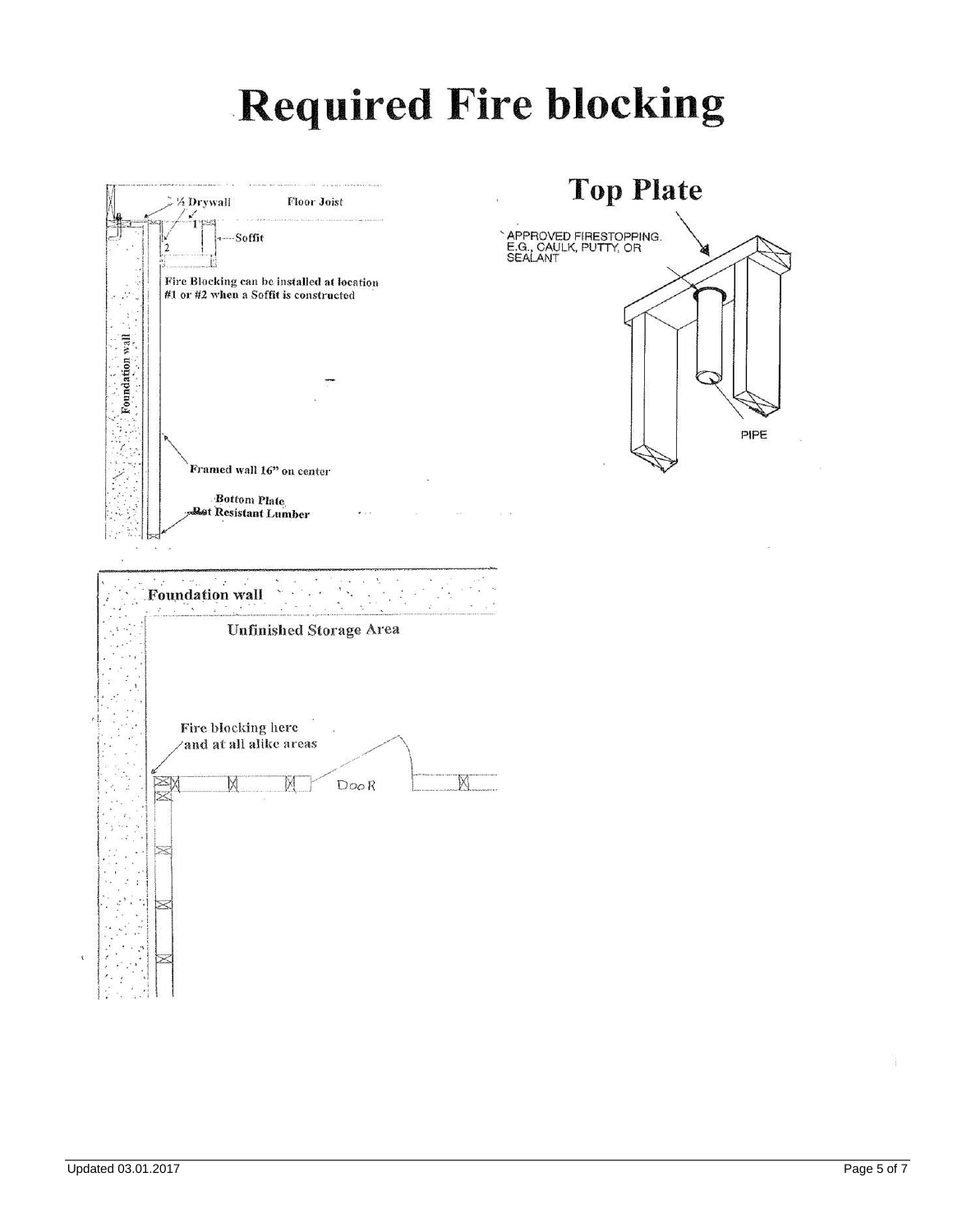# Required Fire blocking

½ Drywall

Floor Joist

1

2

Soffit

Fire Blocking can be installed at location #1 or #2 when a Soffit is constructed

Foundation wall

Framed wall 16" on center

Bottom Plate
Rot Resistant Lumber

## Top Plate

APPROVED FIRESTOPPING, E.G., CAULK, PUTTY, OR SEALANT

PIPE

Foundation wall

Unfinished Storage Area

Fire blocking here and at all alike areas

DooR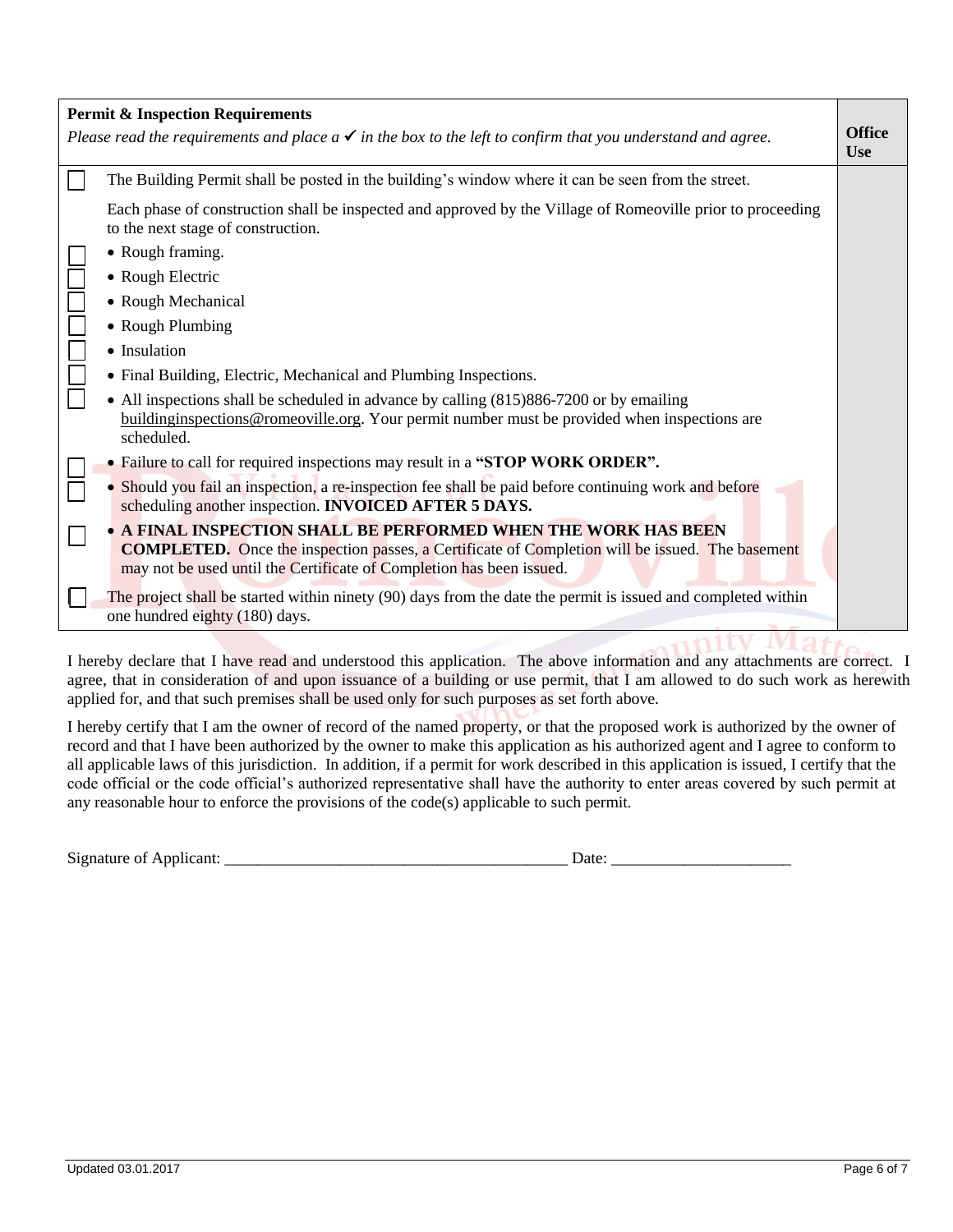| Permit & Inspection Requirements<br>*Please read the requirements and place a ✓ in the box to the left to confirm that you understand and agree.* | | Office Use |
|---|---|---|
| ☐ | The Building Permit shall be posted in the building's window where it can be seen from the street. | |
| | Each phase of construction shall be inspected and approved by the Village of Romeoville prior to proceeding to the next stage of construction. | |
| ☐ | • Rough framing. | |
| ☐ | • Rough Electric | |
| ☐ | • Rough Mechanical | |
| ☐ | • Rough Plumbing | |
| ☐ | • Insulation | |
| ☐ | • Final Building, Electric, Mechanical and Plumbing Inspections. | |
| ☐ | • All inspections shall be scheduled in advance by calling (815)886-7200 or by emailing buildinginspections@romeoville.org. Your permit number must be provided when inspections are scheduled. | |
| ☐ | • Failure to call for required inspections may result in a **"STOP WORK ORDER".** | |
| ☐ | • Should you fail an inspection, a re-inspection fee shall be paid before continuing work and before scheduling another inspection. **INVOICED AFTER 5 DAYS.** | |
| ☐ | • **A FINAL INSPECTION SHALL BE PERFORMED WHEN THE WORK HAS BEEN COMPLETED.** Once the inspection passes, a Certificate of Completion will be issued. The basement may not be used until the Certificate of Completion has been issued. | |
| ☐ | The project shall be started within ninety (90) days from the date the permit is issued and completed within one hundred eighty (180) days. | |

I hereby declare that I have read and understood this application. The above information and any attachments are correct. I agree, that in consideration of and upon issuance of a building or use permit, that I am allowed to do such work as herewith applied for, and that such premises shall be used only for such purposes as set forth above.

I hereby certify that I am the owner of record of the named property, or that the proposed work is authorized by the owner of record and that I have been authorized by the owner to make this application as his authorized agent and I agree to conform to all applicable laws of this jurisdiction. In addition, if a permit for work described in this application is issued, I certify that the code official or the code official's authorized representative shall have the authority to enter areas covered by such permit at any reasonable hour to enforce the provisions of the code(s) applicable to such permit.

Signature of Applicant: ___________________________________________ Date: ______________________

Updated 03.01.2017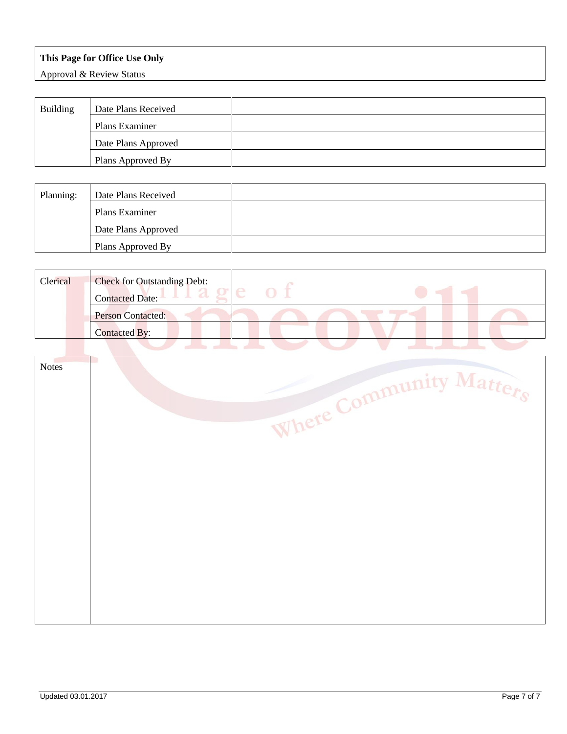**This Page for Office Use Only**

Approval & Review Status

| | | |
|---|---|---|
| Building | Date Plans Received | |
| | Plans Examiner | |
| | Date Plans Approved | |
| | Plans Approved By | |

| | | |
|---|---|---|
| Planning: | Date Plans Received | |
| | Plans Examiner | |
| | Date Plans Approved | |
| | Plans Approved By | |

| | | |
|---|---|---|
| Clerical | Check for Outstanding Debt: | |
| | Contacted Date: | |
| | Person Contacted: | |
| | Contacted By: | |

| | |
|---|---|
| Notes | |

Updated 03.01.2017